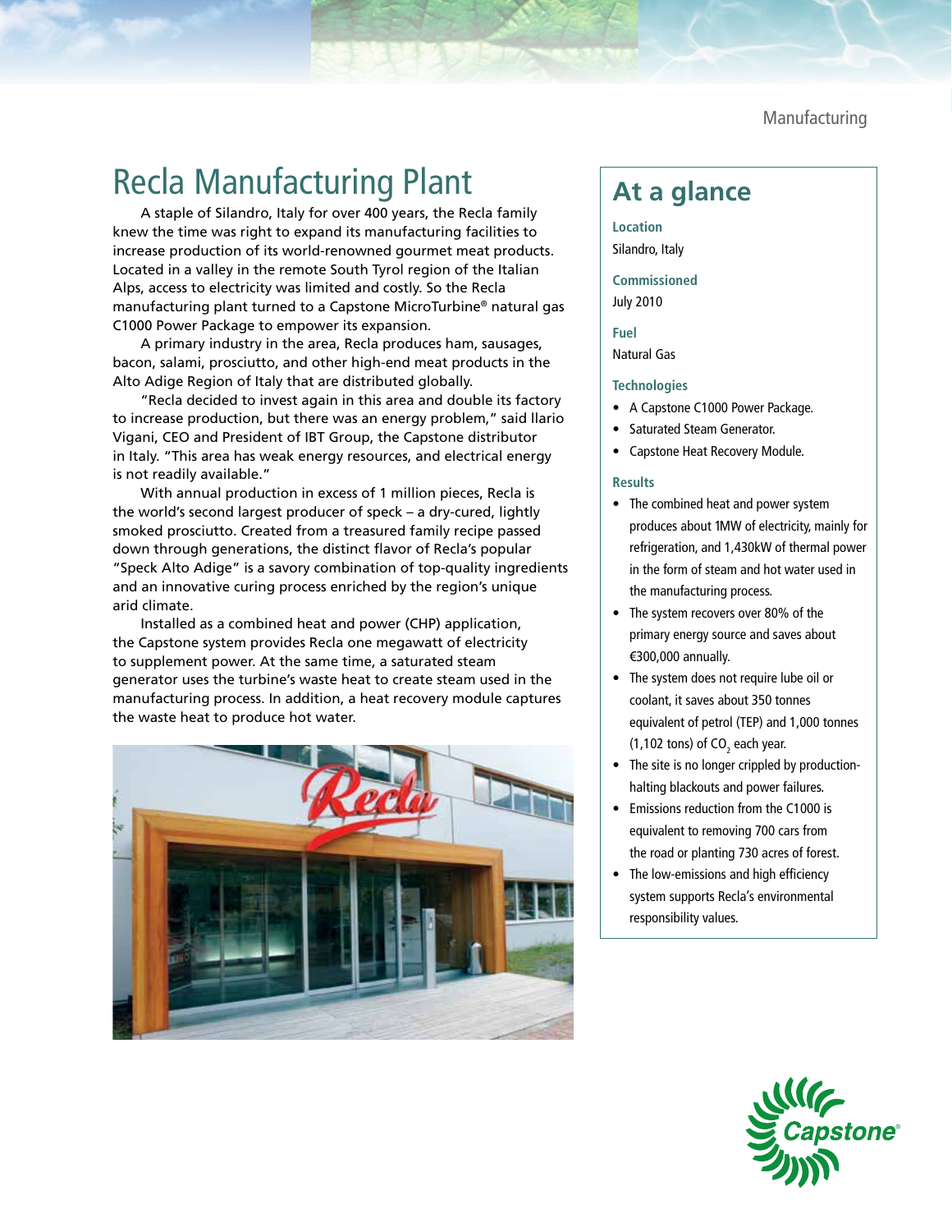Manufacturing

# Recla Manufacturing Plant

A staple of Silandro, Italy for over 400 years, the Recla family knew the time was right to expand its manufacturing facilities to increase production of its world-renowned gourmet meat products. Located in a valley in the remote South Tyrol region of the Italian Alps, access to electricity was limited and costly. So the Recla manufacturing plant turned to a Capstone MicroTurbine® natural gas C1000 Power Package to empower its expansion.

A primary industry in the area, Recla produces ham, sausages, bacon, salami, prosciutto, and other high-end meat products in the Alto Adige Region of Italy that are distributed globally.

"Recla decided to invest again in this area and double its factory to increase production, but there was an energy problem," said Ilario Vigani, CEO and President of IBT Group, the Capstone distributor in Italy. "This area has weak energy resources, and electrical energy is not readily available."

With annual production in excess of 1 million pieces, Recla is the world's second largest producer of speck – a dry-cured, lightly smoked prosciutto. Created from a treasured family recipe passed down through generations, the distinct flavor of Recla's popular "Speck Alto Adige" is a savory combination of top-quality ingredients and an innovative curing process enriched by the region's unique arid climate.

Installed as a combined heat and power (CHP) application, the Capstone system provides Recla one megawatt of electricity to supplement power. At the same time, a saturated steam generator uses the turbine's waste heat to create steam used in the manufacturing process. In addition, a heat recovery module captures the waste heat to produce hot water.

## At a glance

**Location**
Silandro, Italy

**Commissioned**
July 2010

**Fuel**
Natural Gas

**Technologies**

- A Capstone C1000 Power Package.
- Saturated Steam Generator.
- Capstone Heat Recovery Module.

**Results**

- The combined heat and power system produces about 1MW of electricity, mainly for refrigeration, and 1,430kW of thermal power in the form of steam and hot water used in the manufacturing process.
- The system recovers over 80% of the primary energy source and saves about €300,000 annually.
- The system does not require lube oil or coolant, it saves about 350 tonnes equivalent of petrol (TEP) and 1,000 tonnes (1,102 tons) of $CO_2$ each year.
- The site is no longer crippled by production-halting blackouts and power failures.
- Emissions reduction from the C1000 is equivalent to removing 700 cars from the road or planting 730 acres of forest.
- The low-emissions and high efficiency system supports Recla's environmental responsibility values.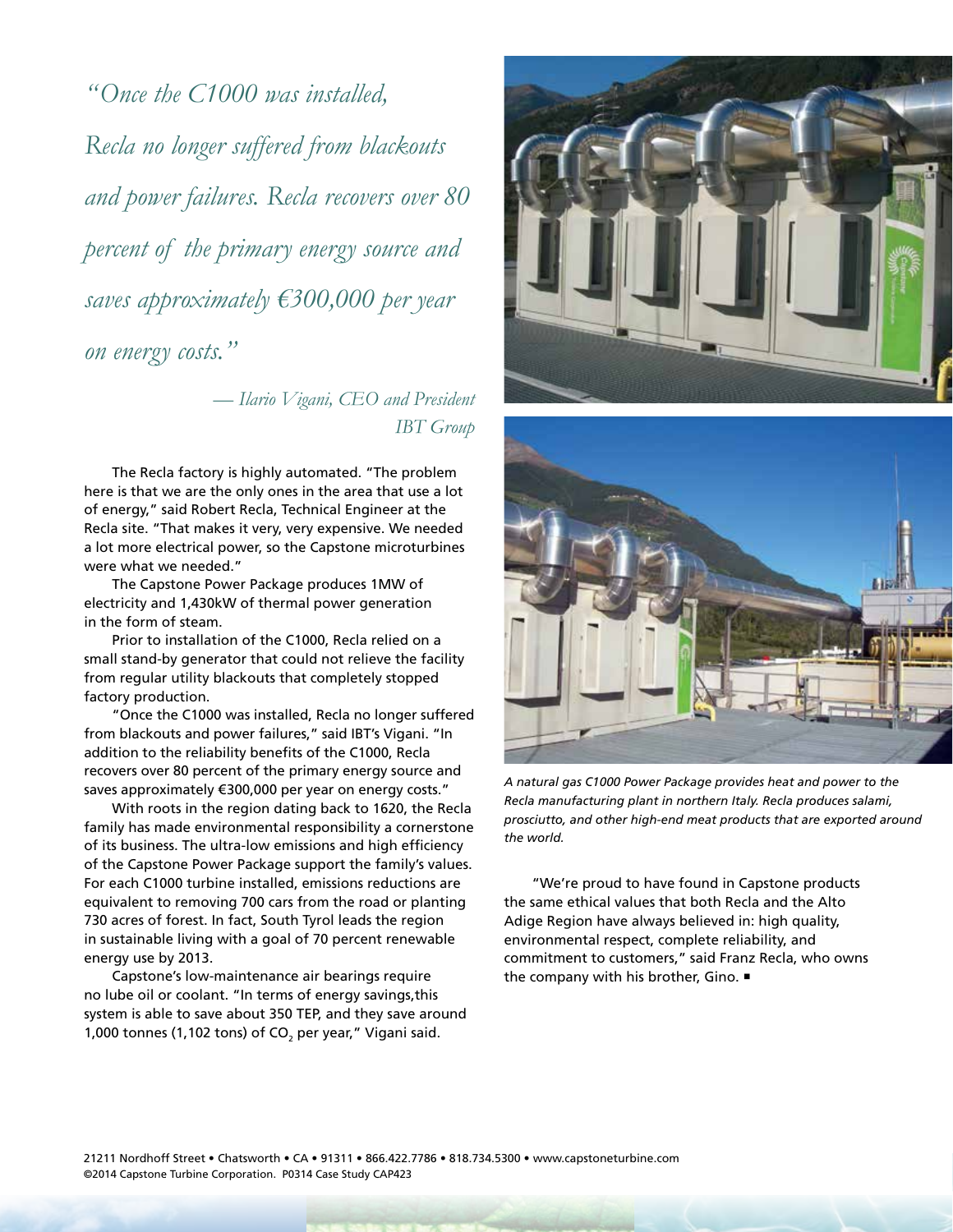*"Once the C1000 was installed, Recla no longer suffered from blackouts and power failures. Recla recovers over 80 percent of the primary energy source and saves approximately €300,000 per year on energy costs."*

*— Ilario Vigani, CEO and President IBT Group*

The Recla factory is highly automated. "The problem here is that we are the only ones in the area that use a lot of energy," said Robert Recla, Technical Engineer at the Recla site. "That makes it very, very expensive. We needed a lot more electrical power, so the Capstone microturbines were what we needed."

The Capstone Power Package produces 1MW of electricity and 1,430kW of thermal power generation in the form of steam.

Prior to installation of the C1000, Recla relied on a small stand-by generator that could not relieve the facility from regular utility blackouts that completely stopped factory production.

"Once the C1000 was installed, Recla no longer suffered from blackouts and power failures," said IBT's Vigani. "In addition to the reliability benefits of the C1000, Recla recovers over 80 percent of the primary energy source and saves approximately €300,000 per year on energy costs."

With roots in the region dating back to 1620, the Recla family has made environmental responsibility a cornerstone of its business. The ultra-low emissions and high efficiency of the Capstone Power Package support the family's values. For each C1000 turbine installed, emissions reductions are equivalent to removing 700 cars from the road or planting 730 acres of forest. In fact, South Tyrol leads the region in sustainable living with a goal of 70 percent renewable energy use by 2013.

Capstone's low-maintenance air bearings require no lube oil or coolant. "In terms of energy savings,this system is able to save about 350 TEP, and they save around 1,000 tonnes (1,102 tons) of $CO_2$ per year," Vigani said.

*A natural gas C1000 Power Package provides heat and power to the Recla manufacturing plant in northern Italy. Recla produces salami, prosciutto, and other high-end meat products that are exported around the world.*

"We're proud to have found in Capstone products the same ethical values that both Recla and the Alto Adige Region have always believed in: high quality, environmental respect, complete reliability, and commitment to customers," said Franz Recla, who owns the company with his brother, Gino. ■

21211 Nordhoff Street • Chatsworth • CA • 91311 • 866.422.7786 • 818.734.5300 • www.capstoneturbine.com
©2014 Capstone Turbine Corporation. P0314 Case Study CAP423